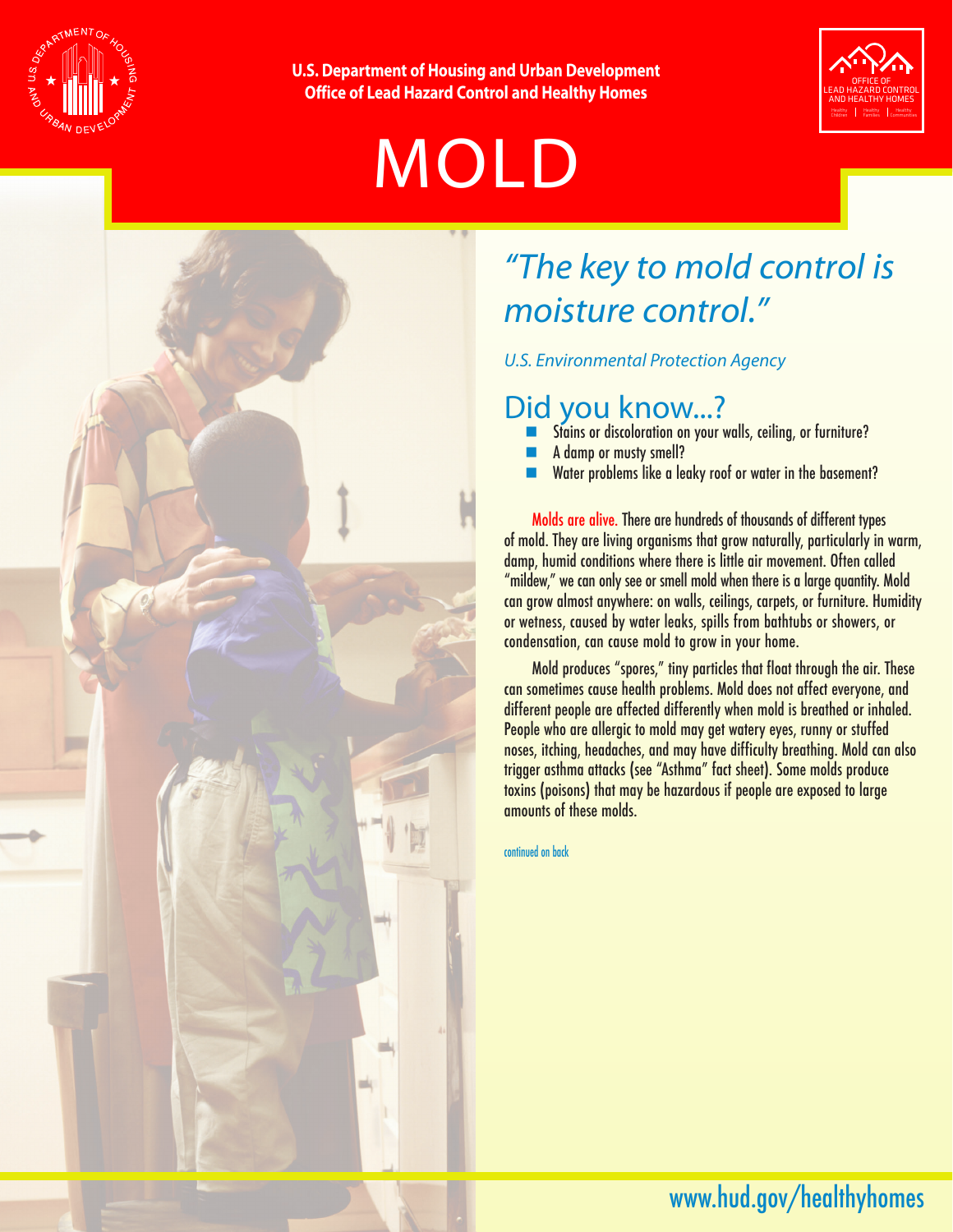U.S. Department of Housing and Urban Development
Office of Lead Hazard Control and Healthy Homes

# MOLD

*"The key to mold control is moisture control."*

*U.S. Environmental Protection Agency*

## Did you know...?

- Stains or discoloration on your walls, ceiling, or furniture?
- A damp or musty smell?
- Water problems like a leaky roof or water in the basement?

Molds are alive. There are hundreds of thousands of different types of mold. They are living organisms that grow naturally, particularly in warm, damp, humid conditions where there is little air movement. Often called "mildew," we can only see or smell mold when there is a large quantity. Mold can grow almost anywhere: on walls, ceilings, carpets, or furniture. Humidity or wetness, caused by water leaks, spills from bathtubs or showers, or condensation, can cause mold to grow in your home.

Mold produces "spores," tiny particles that float through the air. These can sometimes cause health problems. Mold does not affect everyone, and different people are affected differently when mold is breathed or inhaled. People who are allergic to mold may get watery eyes, runny or stuffed noses, itching, headaches, and may have difficulty breathing. Mold can also trigger asthma attacks (see "Asthma" fact sheet). Some molds produce toxins (poisons) that may be hazardous if people are exposed to large amounts of these molds.

continued on back

www.hud.gov/healthyhomes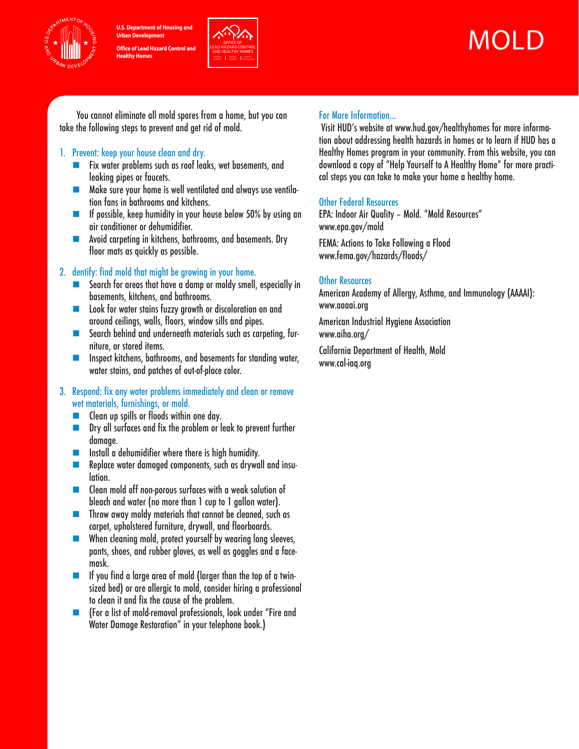U.S. Department of Housing and Urban Development

Office of Lead Hazard Control and Healthy Homes

# MOLD

You cannot eliminate all mold spores from a home, but you can take the following steps to prevent and get rid of mold.

1. Prevent: keep your house clean and dry.
   - Fix water problems such as roof leaks, wet basements, and leaking pipes or faucets.
   - Make sure your home is well ventilated and always use ventilation fans in bathrooms and kitchens.
   - If possible, keep humidity in your house below 50% by using an air conditioner or dehumidifier.
   - Avoid carpeting in kitchens, bathrooms, and basements. Dry floor mats as quickly as possible.
2. dentify: find mold that might be growing in your home.
   - Search for areas that have a damp or moldy smell, especially in basements, kitchens, and bathrooms.
   - Look for water stains fuzzy growth or discoloration on and around ceilings, walls, floors, window sills and pipes.
   - Search behind and underneath materials such as carpeting, furniture, or stored items.
   - Inspect kitchens, bathrooms, and basements for standing water, water stains, and patches of out-of-place color.
3. Respond: fix any water problems immediately and clean or remove wet materials, furnishings, or mold.
   - Clean up spills or floods within one day.
   - Dry all surfaces and fix the problem or leak to prevent further damage.
   - Install a dehumidifier where there is high humidity.
   - Replace water damaged components, such as drywall and insulation.
   - Clean mold off non-porous surfaces with a weak solution of bleach and water (no more than 1 cup to 1 gallon water).
   - Throw away moldy materials that cannot be cleaned, such as carpet, upholstered furniture, drywall, and floorboards.
   - When cleaning mold, protect yourself by wearing long sleeves, pants, shoes, and rubber gloves, as well as goggles and a facemask.
   - If you find a large area of mold (larger than the top of a twin-sized bed) or are allergic to mold, consider hiring a professional to clean it and fix the cause of the problem.
   - (For a list of mold-removal professionals, look under "Fire and Water Damage Restoration" in your telephone book.)

## For More Information...

Visit HUD's website at www.hud.gov/healthyhomes for more information about addressing health hazards in homes or to learn if HUD has a Healthy Homes program in your community. From this website, you can download a copy of "Help Yourself to A Healthy Home" for more practical steps you can take to make your home a healthy home.

## Other Federal Resources

EPA: Indoor Air Quality – Mold. "Mold Resources"
www.epa.gov/mold

FEMA: Actions to Take Following a Flood
www.fema.gov/hazards/floods/

## Other Resources

American Academy of Allergy, Asthma, and Immunology (AAAAI):
www.aaaai.org

American Industrial Hygiene Association
www.aiha.org/

California Department of Health, Mold
www.cal-iaq.org